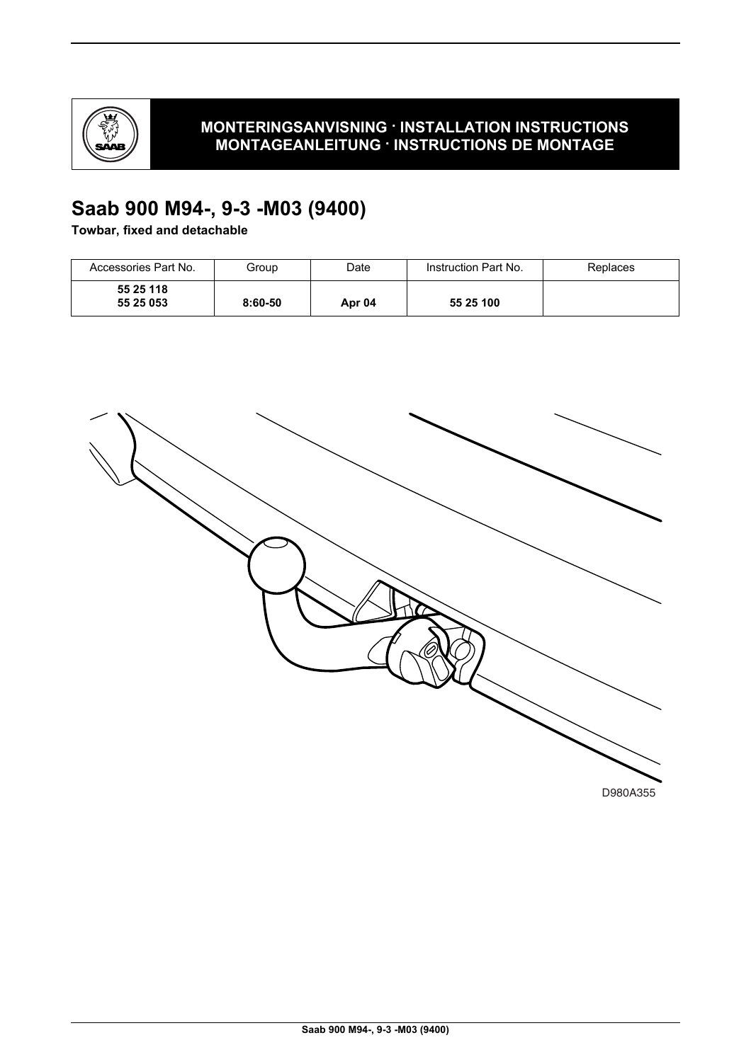**MONTERINGSANVISNING · INSTALLATION INSTRUCTIONS**
**MONTAGEANLEITUNG · INSTRUCTIONS DE MONTAGE**

# Saab 900 M94-, 9-3 -M03 (9400)

**Towbar, fixed and detachable**

| Accessories Part No. | Group | Date | Instruction Part No. | Replaces |
|---|---|---|---|---|
| **55 25 118**<br>**55 25 053** | **8:60-50** | **Apr 04** | **55 25 100** | |

D980A355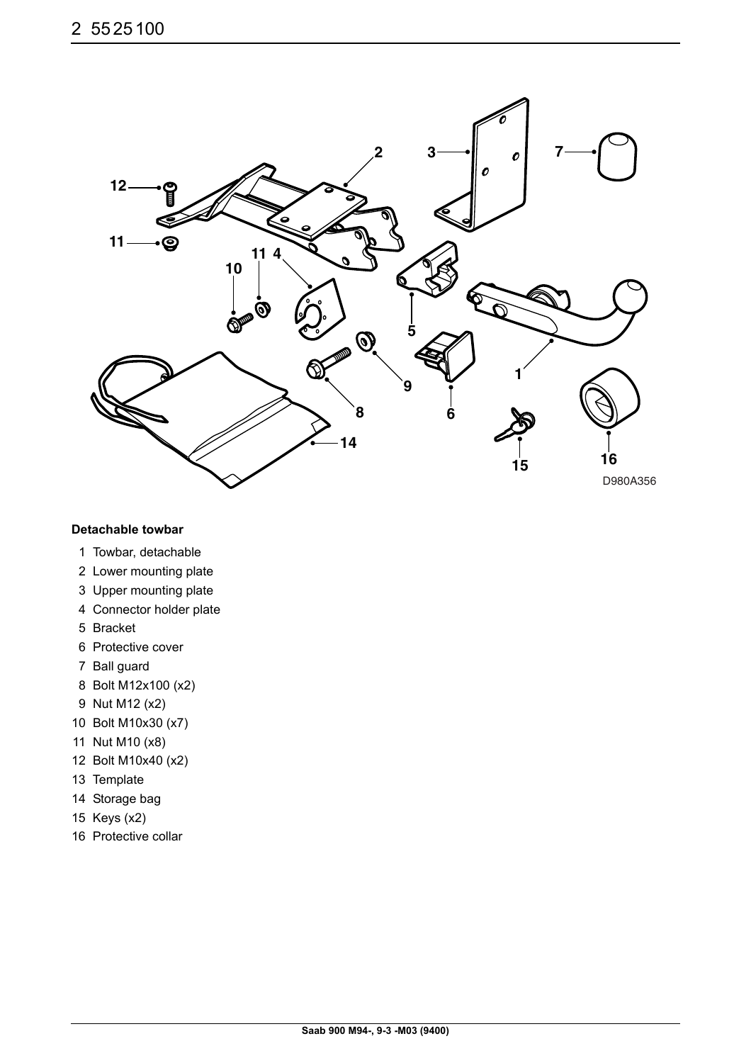**Detachable towbar**

1. Towbar, detachable
2. Lower mounting plate
3. Upper mounting plate
4. Connector holder plate
5. Bracket
6. Protective cover
7. Ball guard
8. Bolt M12x100 (x2)
9. Nut M12 (x2)
10. Bolt M10x30 (x7)
11. Nut M10 (x8)
12. Bolt M10x40 (x2)
13. Template
14. Storage bag
15. Keys (x2)
16. Protective collar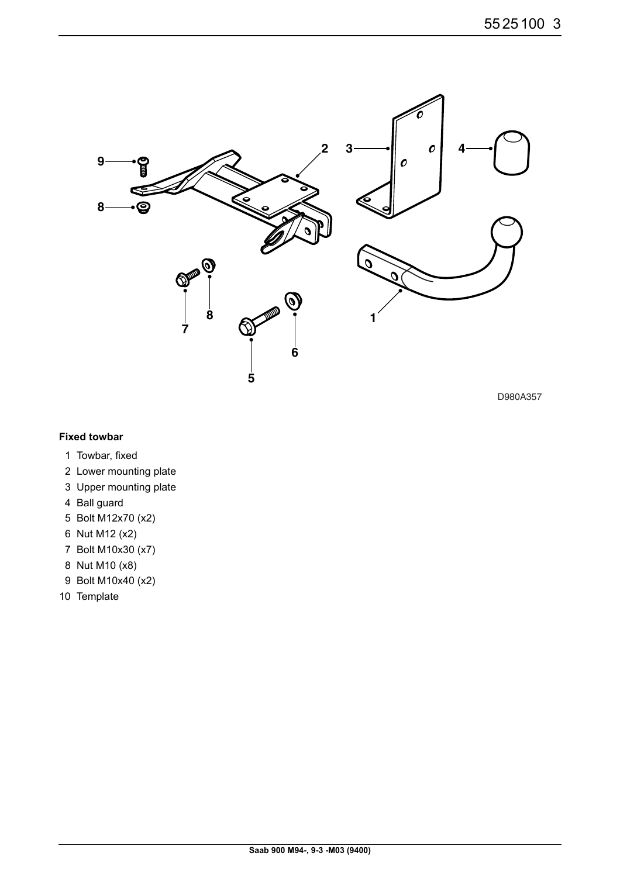D980A357

**Fixed towbar**

1. Towbar, fixed
2. Lower mounting plate
3. Upper mounting plate
4. Ball guard
5. Bolt M12x70 (x2)
6. Nut M12 (x2)
7. Bolt M10x30 (x7)
8. Nut M10 (x8)
9. Bolt M10x40 (x2)
10. Template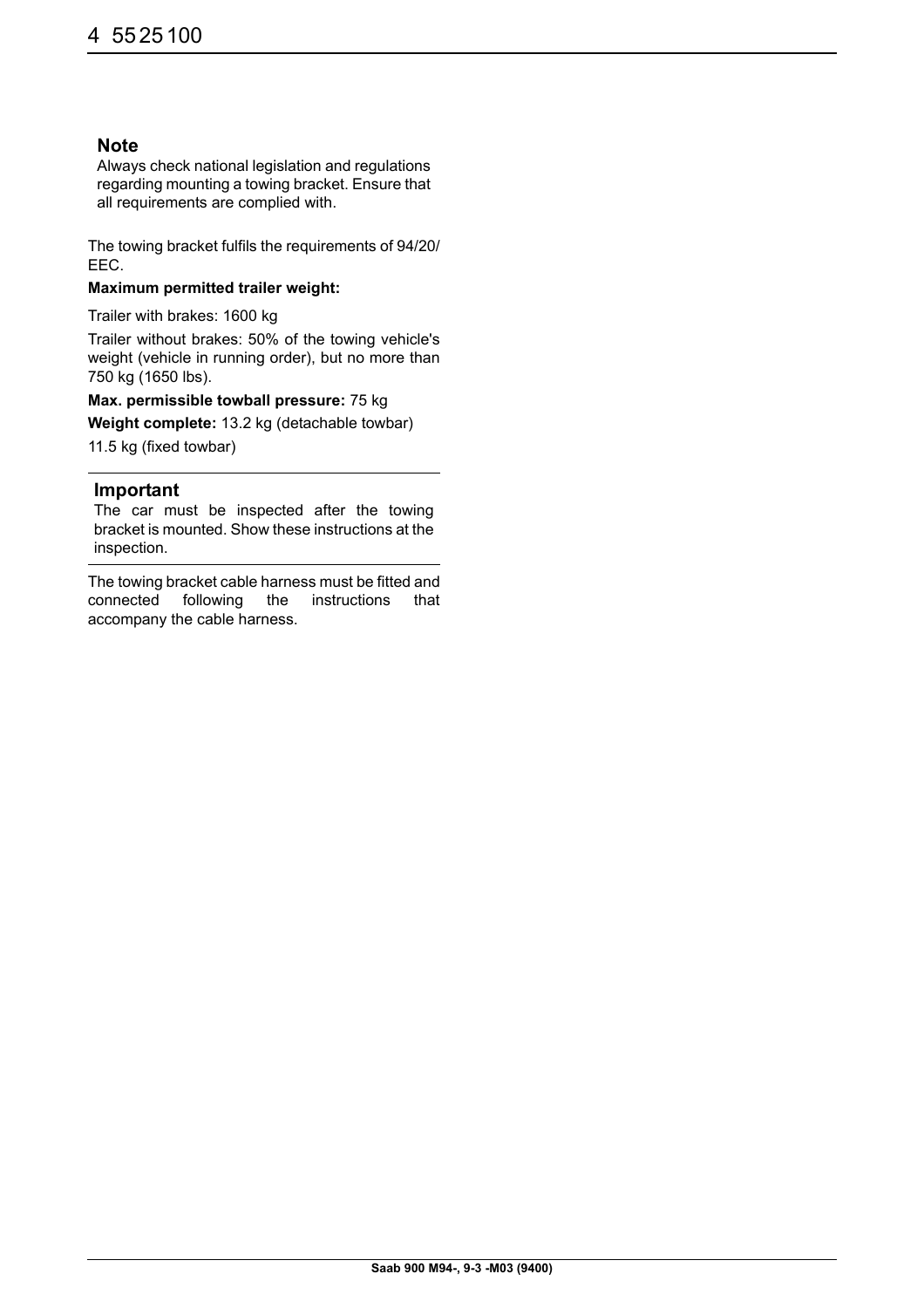**Note**

Always check national legislation and regulations regarding mounting a towing bracket. Ensure that all requirements are complied with.

The towing bracket fulfils the requirements of 94/20/EEC.

**Maximum permitted trailer weight:**

Trailer with brakes: 1600 kg

Trailer without brakes: 50% of the towing vehicle's weight (vehicle in running order), but no more than 750 kg (1650 lbs).

**Max. permissible towball pressure:** 75 kg

**Weight complete:** 13.2 kg (detachable towbar)

11.5 kg (fixed towbar)

**Important**

The car must be inspected after the towing bracket is mounted. Show these instructions at the inspection.

The towing bracket cable harness must be fitted and connected following the instructions that accompany the cable harness.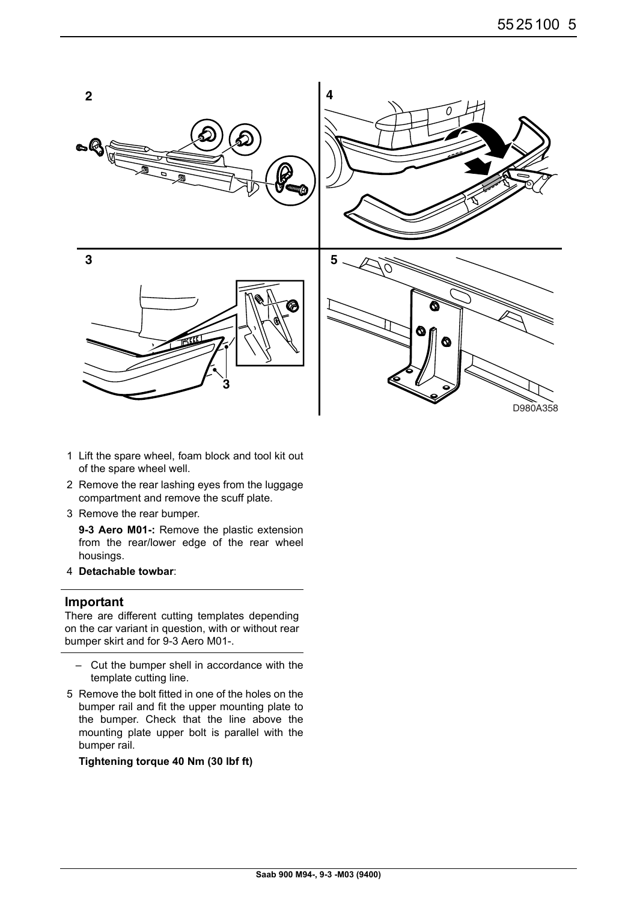1 Lift the spare wheel, foam block and tool kit out of the spare wheel well.

2 Remove the rear lashing eyes from the luggage compartment and remove the scuff plate.

3 Remove the rear bumper.

   **9-3 Aero M01-:** Remove the plastic extension from the rear/lower edge of the rear wheel housings.

4 **Detachable towbar**:

---

**Important**

There are different cutting templates depending on the car variant in question, with or without rear bumper skirt and for 9-3 Aero M01-.

---

   – Cut the bumper shell in accordance with the template cutting line.

5 Remove the bolt fitted in one of the holes on the bumper rail and fit the upper mounting plate to the bumper. Check that the line above the mounting plate upper bolt is parallel with the bumper rail.

   **Tightening torque 40 Nm (30 lbf ft)**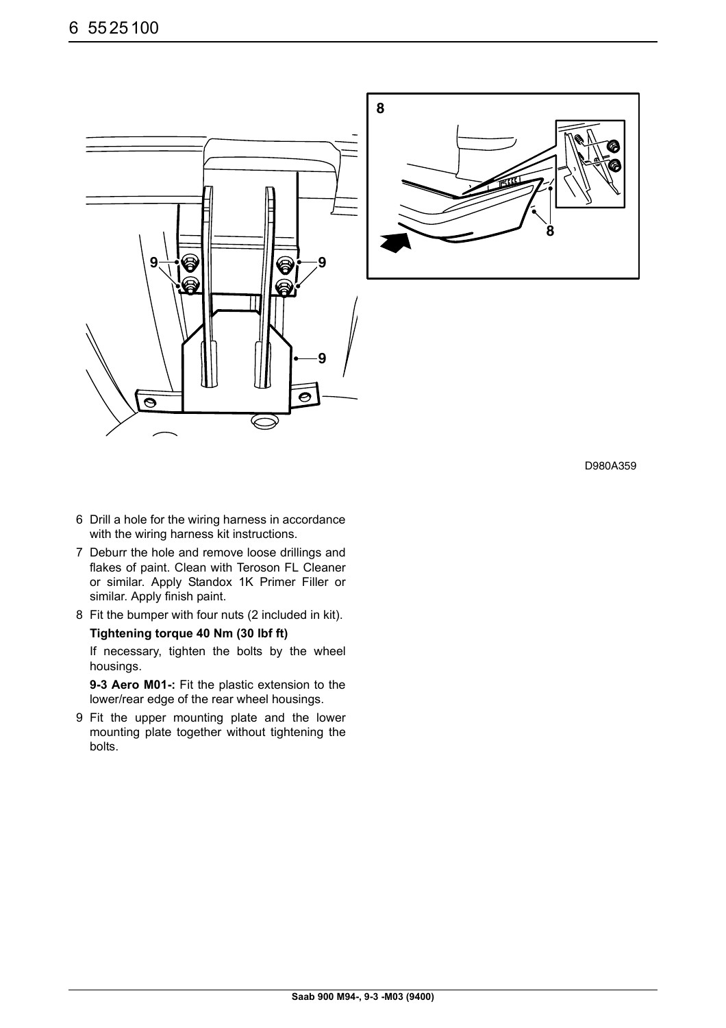D980A359

6 Drill a hole for the wiring harness in accordance with the wiring harness kit instructions.

7 Deburr the hole and remove loose drillings and flakes of paint. Clean with Teroson FL Cleaner or similar. Apply Standox 1K Primer Filler or similar. Apply finish paint.

8 Fit the bumper with four nuts (2 included in kit).

   **Tightening torque 40 Nm (30 lbf ft)**

   If necessary, tighten the bolts by the wheel housings.

   **9-3 Aero M01-:** Fit the plastic extension to the lower/rear edge of the rear wheel housings.

9 Fit the upper mounting plate and the lower mounting plate together without tightening the bolts.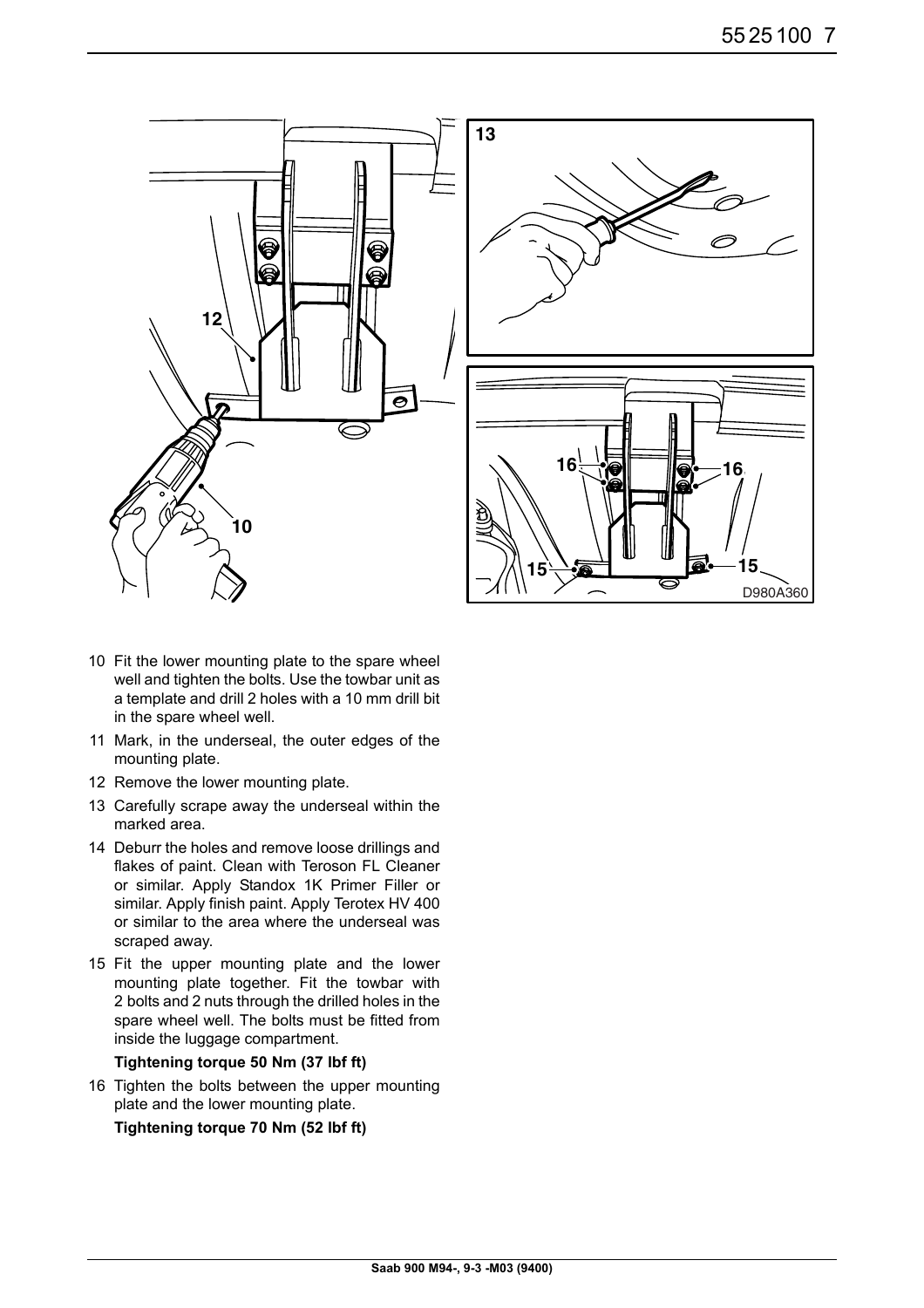10 Fit the lower mounting plate to the spare wheel well and tighten the bolts. Use the towbar unit as a template and drill 2 holes with a 10 mm drill bit in the spare wheel well.

11 Mark, in the underseal, the outer edges of the mounting plate.

12 Remove the lower mounting plate.

13 Carefully scrape away the underseal within the marked area.

14 Deburr the holes and remove loose drillings and flakes of paint. Clean with Teroson FL Cleaner or similar. Apply Standox 1K Primer Filler or similar. Apply finish paint. Apply Terotex HV 400 or similar to the area where the underseal was scraped away.

15 Fit the upper mounting plate and the lower mounting plate together. Fit the towbar with 2 bolts and 2 nuts through the drilled holes in the spare wheel well. The bolts must be fitted from inside the luggage compartment.

**Tightening torque 50 Nm (37 lbf ft)**

16 Tighten the bolts between the upper mounting plate and the lower mounting plate.

**Tightening torque 70 Nm (52 lbf ft)**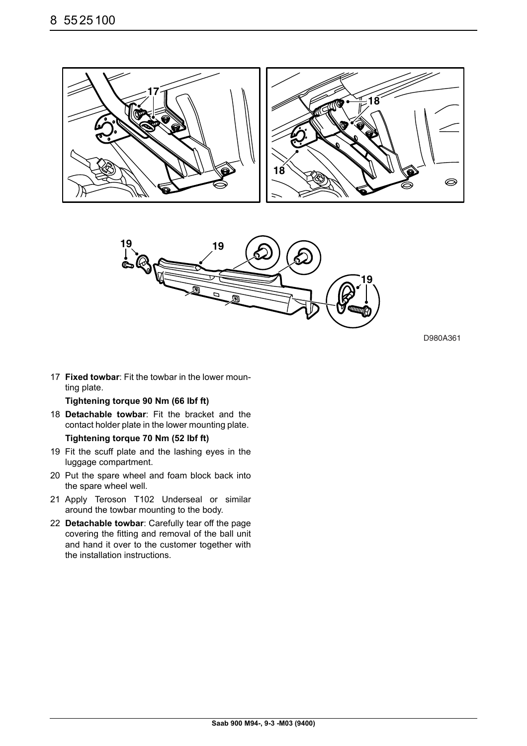D980A361

17 **Fixed towbar**: Fit the towbar in the lower mounting plate.

   **Tightening torque 90 Nm (66 lbf ft)**

18 **Detachable towbar**: Fit the bracket and the contact holder plate in the lower mounting plate.

   **Tightening torque 70 Nm (52 lbf ft)**

19 Fit the scuff plate and the lashing eyes in the luggage compartment.

20 Put the spare wheel and foam block back into the spare wheel well.

21 Apply Teroson T102 Underseal or similar around the towbar mounting to the body.

22 **Detachable towbar**: Carefully tear off the page covering the fitting and removal of the ball unit and hand it over to the customer together with the installation instructions.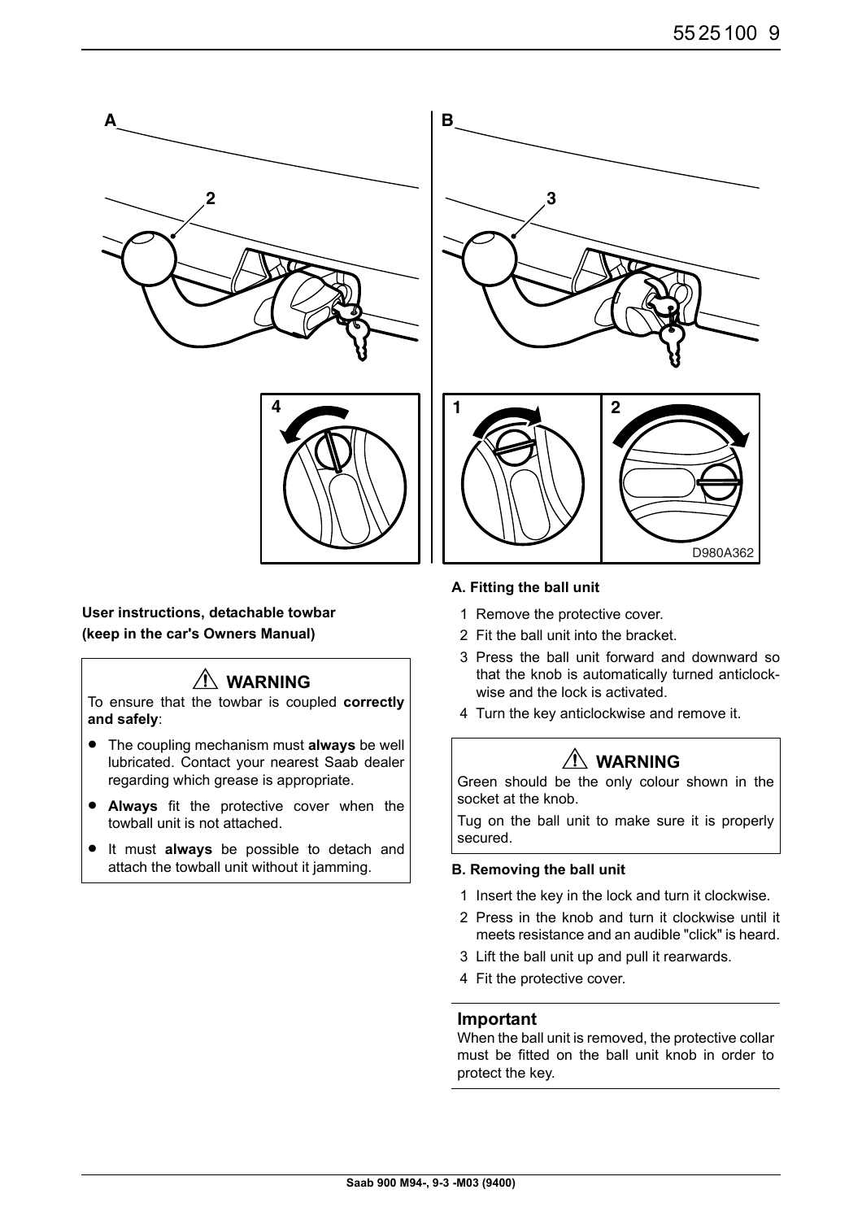**User instructions, detachable towbar (keep in the car's Owners Manual)**

> ⚠ **WARNING**
>
> To ensure that the towbar is coupled **correctly and safely**:
>
> - The coupling mechanism must **always** be well lubricated. Contact your nearest Saab dealer regarding which grease is appropriate.
> - **Always** fit the protective cover when the towball unit is not attached.
> - It must **always** be possible to detach and attach the towball unit without it jamming.

**A. Fitting the ball unit**

1. Remove the protective cover.
2. Fit the ball unit into the bracket.
3. Press the ball unit forward and downward so that the knob is automatically turned anticlockwise and the lock is activated.
4. Turn the key anticlockwise and remove it.

> ⚠ **WARNING**
>
> Green should be the only colour shown in the socket at the knob.
>
> Tug on the ball unit to make sure it is properly secured.

**B. Removing the ball unit**

1. Insert the key in the lock and turn it clockwise.
2. Press in the knob and turn it clockwise until it meets resistance and an audible "click" is heard.
3. Lift the ball unit up and pull it rearwards.
4. Fit the protective cover.

**Important**

When the ball unit is removed, the protective collar must be fitted on the ball unit knob in order to protect the key.